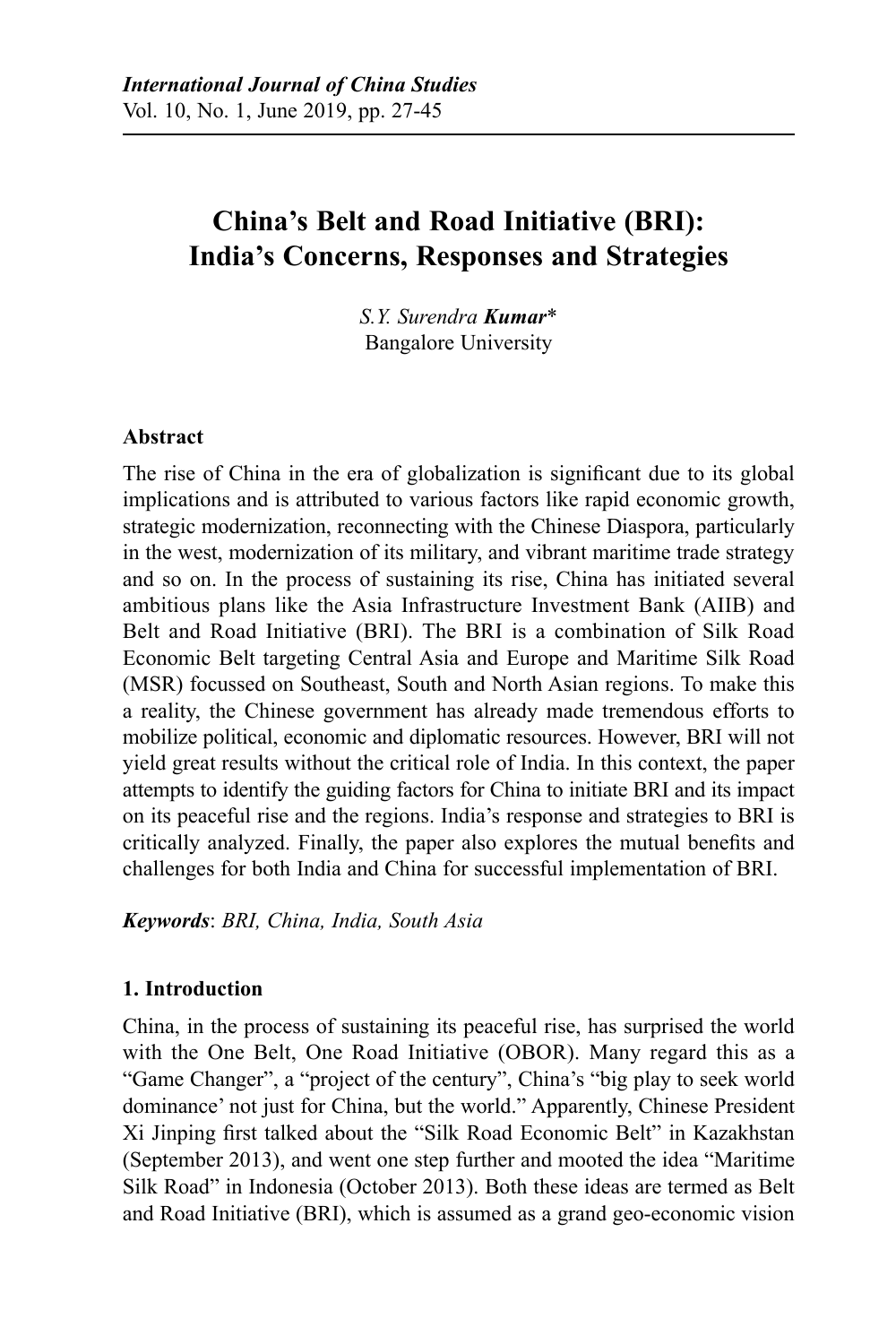# China's Belt and Road Initiative (BRI): India's Concerns, Responses and Strategies

*S.Y. Surendra* ***Kumar****
Bangalore University

### Abstract

The rise of China in the era of globalization is significant due to its global implications and is attributed to various factors like rapid economic growth, strategic modernization, reconnecting with the Chinese Diaspora, particularly in the west, modernization of its military, and vibrant maritime trade strategy and so on. In the process of sustaining its rise, China has initiated several ambitious plans like the Asia Infrastructure Investment Bank (AIIB) and Belt and Road Initiative (BRI). The BRI is a combination of Silk Road Economic Belt targeting Central Asia and Europe and Maritime Silk Road (MSR) focussed on Southeast, South and North Asian regions. To make this a reality, the Chinese government has already made tremendous efforts to mobilize political, economic and diplomatic resources. However, BRI will not yield great results without the critical role of India. In this context, the paper attempts to identify the guiding factors for China to initiate BRI and its impact on its peaceful rise and the regions. India's response and strategies to BRI is critically analyzed. Finally, the paper also explores the mutual benefits and challenges for both India and China for successful implementation of BRI.

***Keywords***: *BRI, China, India, South Asia*

## 1. Introduction

China, in the process of sustaining its peaceful rise, has surprised the world with the One Belt, One Road Initiative (OBOR). Many regard this as a "Game Changer", a "project of the century", China's "big play to seek world dominance' not just for China, but the world." Apparently, Chinese President Xi Jinping first talked about the "Silk Road Economic Belt" in Kazakhstan (September 2013), and went one step further and mooted the idea "Maritime Silk Road" in Indonesia (October 2013). Both these ideas are termed as Belt and Road Initiative (BRI), which is assumed as a grand geo-economic vision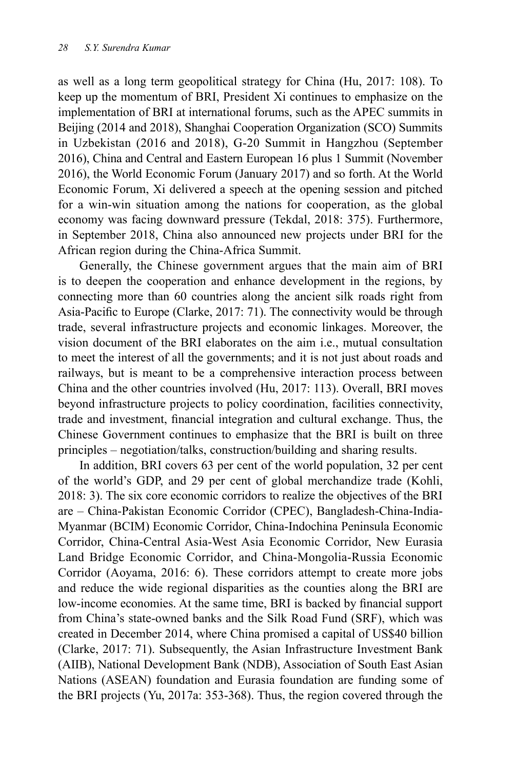as well as a long term geopolitical strategy for China (Hu, 2017: 108). To keep up the momentum of BRI, President Xi continues to emphasize on the implementation of BRI at international forums, such as the APEC summits in Beijing (2014 and 2018), Shanghai Cooperation Organization (SCO) Summits in Uzbekistan (2016 and 2018), G-20 Summit in Hangzhou (September 2016), China and Central and Eastern European 16 plus 1 Summit (November 2016), the World Economic Forum (January 2017) and so forth. At the World Economic Forum, Xi delivered a speech at the opening session and pitched for a win-win situation among the nations for cooperation, as the global economy was facing downward pressure (Tekdal, 2018: 375). Furthermore, in September 2018, China also announced new projects under BRI for the African region during the China-Africa Summit.

Generally, the Chinese government argues that the main aim of BRI is to deepen the cooperation and enhance development in the regions, by connecting more than 60 countries along the ancient silk roads right from Asia-Pacific to Europe (Clarke, 2017: 71). The connectivity would be through trade, several infrastructure projects and economic linkages. Moreover, the vision document of the BRI elaborates on the aim i.e., mutual consultation to meet the interest of all the governments; and it is not just about roads and railways, but is meant to be a comprehensive interaction process between China and the other countries involved (Hu, 2017: 113). Overall, BRI moves beyond infrastructure projects to policy coordination, facilities connectivity, trade and investment, financial integration and cultural exchange. Thus, the Chinese Government continues to emphasize that the BRI is built on three principles – negotiation/talks, construction/building and sharing results.

In addition, BRI covers 63 per cent of the world population, 32 per cent of the world's GDP, and 29 per cent of global merchandize trade (Kohli, 2018: 3). The six core economic corridors to realize the objectives of the BRI are – China-Pakistan Economic Corridor (CPEC), Bangladesh-China-India-Myanmar (BCIM) Economic Corridor, China-Indochina Peninsula Economic Corridor, China-Central Asia-West Asia Economic Corridor, New Eurasia Land Bridge Economic Corridor, and China-Mongolia-Russia Economic Corridor (Aoyama, 2016: 6). These corridors attempt to create more jobs and reduce the wide regional disparities as the counties along the BRI are low-income economies. At the same time, BRI is backed by financial support from China's state-owned banks and the Silk Road Fund (SRF), which was created in December 2014, where China promised a capital of US$40 billion (Clarke, 2017: 71). Subsequently, the Asian Infrastructure Investment Bank (AIIB), National Development Bank (NDB), Association of South East Asian Nations (ASEAN) foundation and Eurasia foundation are funding some of the BRI projects (Yu, 2017a: 353-368). Thus, the region covered through the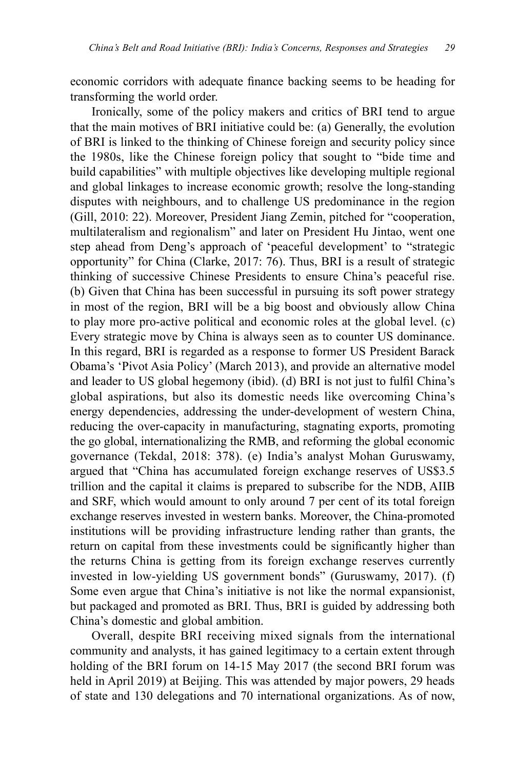economic corridors with adequate finance backing seems to be heading for transforming the world order.

Ironically, some of the policy makers and critics of BRI tend to argue that the main motives of BRI initiative could be: (a) Generally, the evolution of BRI is linked to the thinking of Chinese foreign and security policy since the 1980s, like the Chinese foreign policy that sought to "bide time and build capabilities" with multiple objectives like developing multiple regional and global linkages to increase economic growth; resolve the long-standing disputes with neighbours, and to challenge US predominance in the region (Gill, 2010: 22). Moreover, President Jiang Zemin, pitched for "cooperation, multilateralism and regionalism" and later on President Hu Jintao, went one step ahead from Deng's approach of 'peaceful development' to "strategic opportunity" for China (Clarke, 2017: 76). Thus, BRI is a result of strategic thinking of successive Chinese Presidents to ensure China's peaceful rise. (b) Given that China has been successful in pursuing its soft power strategy in most of the region, BRI will be a big boost and obviously allow China to play more pro-active political and economic roles at the global level. (c) Every strategic move by China is always seen as to counter US dominance. In this regard, BRI is regarded as a response to former US President Barack Obama's 'Pivot Asia Policy' (March 2013), and provide an alternative model and leader to US global hegemony (ibid). (d) BRI is not just to fulfil China's global aspirations, but also its domestic needs like overcoming China's energy dependencies, addressing the under-development of western China, reducing the over-capacity in manufacturing, stagnating exports, promoting the go global, internationalizing the RMB, and reforming the global economic governance (Tekdal, 2018: 378). (e) India's analyst Mohan Guruswamy, argued that "China has accumulated foreign exchange reserves of US$3.5 trillion and the capital it claims is prepared to subscribe for the NDB, AIIB and SRF, which would amount to only around 7 per cent of its total foreign exchange reserves invested in western banks. Moreover, the China-promoted institutions will be providing infrastructure lending rather than grants, the return on capital from these investments could be significantly higher than the returns China is getting from its foreign exchange reserves currently invested in low-yielding US government bonds" (Guruswamy, 2017). (f) Some even argue that China's initiative is not like the normal expansionist, but packaged and promoted as BRI. Thus, BRI is guided by addressing both China's domestic and global ambition.

Overall, despite BRI receiving mixed signals from the international community and analysts, it has gained legitimacy to a certain extent through holding of the BRI forum on 14-15 May 2017 (the second BRI forum was held in April 2019) at Beijing. This was attended by major powers, 29 heads of state and 130 delegations and 70 international organizations. As of now,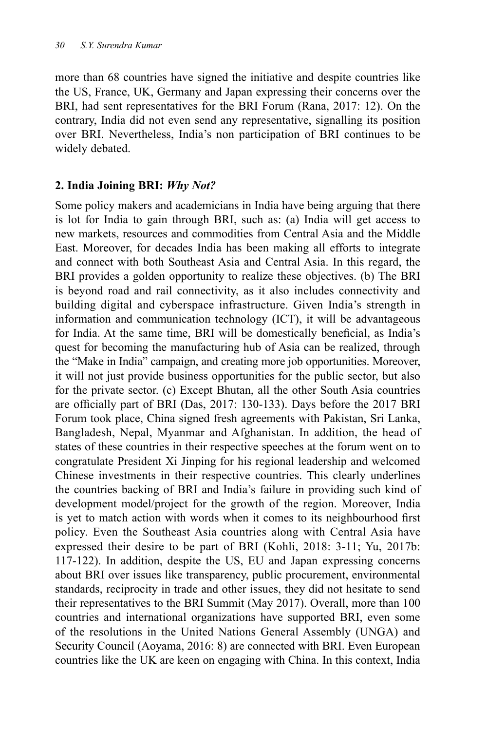more than 68 countries have signed the initiative and despite countries like the US, France, UK, Germany and Japan expressing their concerns over the BRI, had sent representatives for the BRI Forum (Rana, 2017: 12). On the contrary, India did not even send any representative, signalling its position over BRI. Nevertheless, India's non participation of BRI continues to be widely debated.

## 2. India Joining BRI: *Why Not?*

Some policy makers and academicians in India have being arguing that there is lot for India to gain through BRI, such as: (a) India will get access to new markets, resources and commodities from Central Asia and the Middle East. Moreover, for decades India has been making all efforts to integrate and connect with both Southeast Asia and Central Asia. In this regard, the BRI provides a golden opportunity to realize these objectives. (b) The BRI is beyond road and rail connectivity, as it also includes connectivity and building digital and cyberspace infrastructure. Given India's strength in information and communication technology (ICT), it will be advantageous for India. At the same time, BRI will be domestically beneficial, as India's quest for becoming the manufacturing hub of Asia can be realized, through the "Make in India" campaign, and creating more job opportunities. Moreover, it will not just provide business opportunities for the public sector, but also for the private sector. (c) Except Bhutan, all the other South Asia countries are officially part of BRI (Das, 2017: 130-133). Days before the 2017 BRI Forum took place, China signed fresh agreements with Pakistan, Sri Lanka, Bangladesh, Nepal, Myanmar and Afghanistan. In addition, the head of states of these countries in their respective speeches at the forum went on to congratulate President Xi Jinping for his regional leadership and welcomed Chinese investments in their respective countries. This clearly underlines the countries backing of BRI and India's failure in providing such kind of development model/project for the growth of the region. Moreover, India is yet to match action with words when it comes to its neighbourhood first policy. Even the Southeast Asia countries along with Central Asia have expressed their desire to be part of BRI (Kohli, 2018: 3-11; Yu, 2017b: 117-122). In addition, despite the US, EU and Japan expressing concerns about BRI over issues like transparency, public procurement, environmental standards, reciprocity in trade and other issues, they did not hesitate to send their representatives to the BRI Summit (May 2017). Overall, more than 100 countries and international organizations have supported BRI, even some of the resolutions in the United Nations General Assembly (UNGA) and Security Council (Aoyama, 2016: 8) are connected with BRI. Even European countries like the UK are keen on engaging with China. In this context, India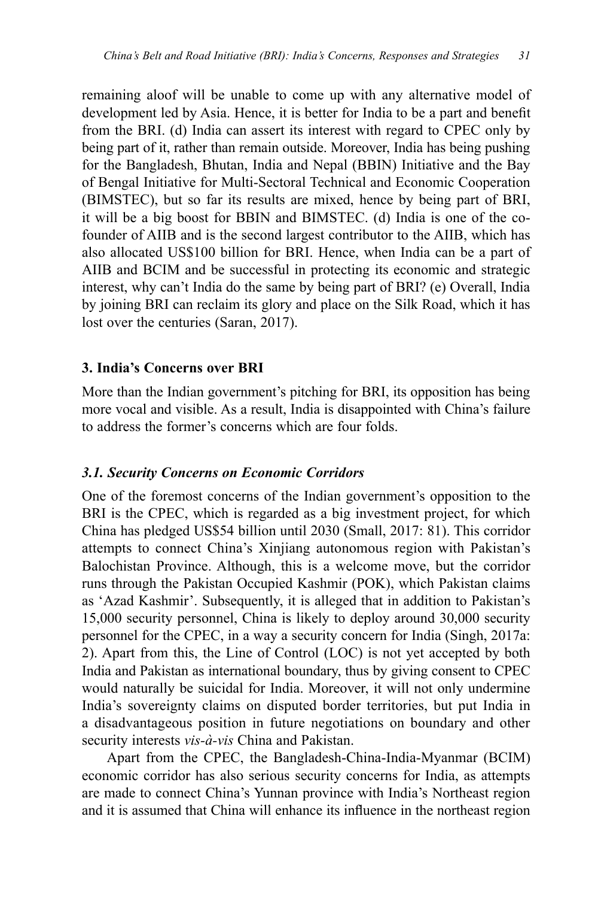remaining aloof will be unable to come up with any alternative model of development led by Asia. Hence, it is better for India to be a part and benefit from the BRI. (d) India can assert its interest with regard to CPEC only by being part of it, rather than remain outside. Moreover, India has being pushing for the Bangladesh, Bhutan, India and Nepal (BBIN) Initiative and the Bay of Bengal Initiative for Multi-Sectoral Technical and Economic Cooperation (BIMSTEC), but so far its results are mixed, hence by being part of BRI, it will be a big boost for BBIN and BIMSTEC. (d) India is one of the co-founder of AIIB and is the second largest contributor to the AIIB, which has also allocated US$100 billion for BRI. Hence, when India can be a part of AIIB and BCIM and be successful in protecting its economic and strategic interest, why can't India do the same by being part of BRI? (e) Overall, India by joining BRI can reclaim its glory and place on the Silk Road, which it has lost over the centuries (Saran, 2017).

## 3. India's Concerns over BRI

More than the Indian government's pitching for BRI, its opposition has being more vocal and visible. As a result, India is disappointed with China's failure to address the former's concerns which are four folds.

### *3.1. Security Concerns on Economic Corridors*

One of the foremost concerns of the Indian government's opposition to the BRI is the CPEC, which is regarded as a big investment project, for which China has pledged US$54 billion until 2030 (Small, 2017: 81). This corridor attempts to connect China's Xinjiang autonomous region with Pakistan's Balochistan Province. Although, this is a welcome move, but the corridor runs through the Pakistan Occupied Kashmir (POK), which Pakistan claims as 'Azad Kashmir'. Subsequently, it is alleged that in addition to Pakistan's 15,000 security personnel, China is likely to deploy around 30,000 security personnel for the CPEC, in a way a security concern for India (Singh, 2017a: 2). Apart from this, the Line of Control (LOC) is not yet accepted by both India and Pakistan as international boundary, thus by giving consent to CPEC would naturally be suicidal for India. Moreover, it will not only undermine India's sovereignty claims on disputed border territories, but put India in a disadvantageous position in future negotiations on boundary and other security interests *vis-à-vis* China and Pakistan.

Apart from the CPEC, the Bangladesh-China-India-Myanmar (BCIM) economic corridor has also serious security concerns for India, as attempts are made to connect China's Yunnan province with India's Northeast region and it is assumed that China will enhance its influence in the northeast region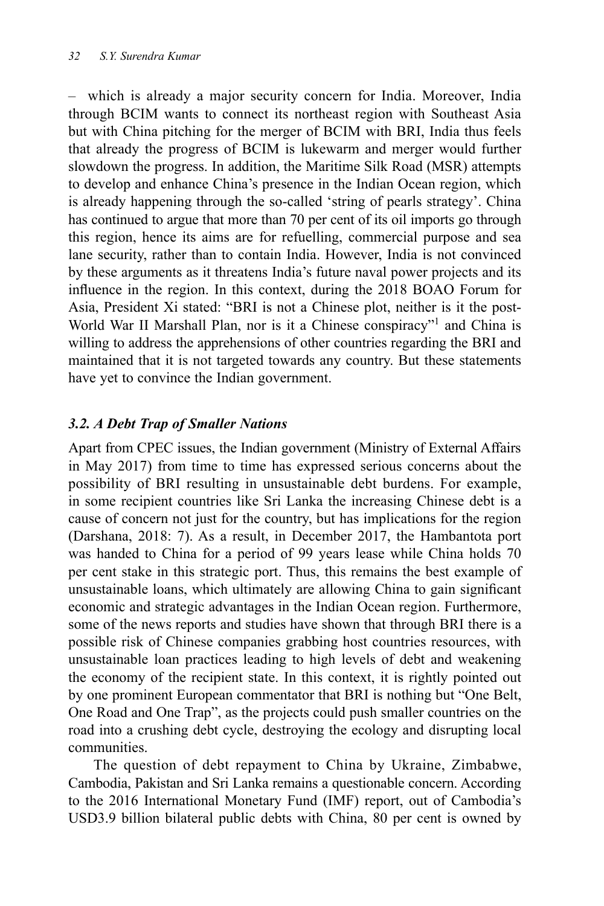– which is already a major security concern for India. Moreover, India through BCIM wants to connect its northeast region with Southeast Asia but with China pitching for the merger of BCIM with BRI, India thus feels that already the progress of BCIM is lukewarm and merger would further slowdown the progress. In addition, the Maritime Silk Road (MSR) attempts to develop and enhance China's presence in the Indian Ocean region, which is already happening through the so-called 'string of pearls strategy'. China has continued to argue that more than 70 per cent of its oil imports go through this region, hence its aims are for refuelling, commercial purpose and sea lane security, rather than to contain India. However, India is not convinced by these arguments as it threatens India's future naval power projects and its influence in the region. In this context, during the 2018 BOAO Forum for Asia, President Xi stated: "BRI is not a Chinese plot, neither is it the post-World War II Marshall Plan, nor is it a Chinese conspiracy"[1] and China is willing to address the apprehensions of other countries regarding the BRI and maintained that it is not targeted towards any country. But these statements have yet to convince the Indian government.

### *3.2. A Debt Trap of Smaller Nations*

Apart from CPEC issues, the Indian government (Ministry of External Affairs in May 2017) from time to time has expressed serious concerns about the possibility of BRI resulting in unsustainable debt burdens. For example, in some recipient countries like Sri Lanka the increasing Chinese debt is a cause of concern not just for the country, but has implications for the region (Darshana, 2018: 7). As a result, in December 2017, the Hambantota port was handed to China for a period of 99 years lease while China holds 70 per cent stake in this strategic port. Thus, this remains the best example of unsustainable loans, which ultimately are allowing China to gain significant economic and strategic advantages in the Indian Ocean region. Furthermore, some of the news reports and studies have shown that through BRI there is a possible risk of Chinese companies grabbing host countries resources, with unsustainable loan practices leading to high levels of debt and weakening the economy of the recipient state. In this context, it is rightly pointed out by one prominent European commentator that BRI is nothing but "One Belt, One Road and One Trap", as the projects could push smaller countries on the road into a crushing debt cycle, destroying the ecology and disrupting local communities.

The question of debt repayment to China by Ukraine, Zimbabwe, Cambodia, Pakistan and Sri Lanka remains a questionable concern. According to the 2016 International Monetary Fund (IMF) report, out of Cambodia's USD3.9 billion bilateral public debts with China, 80 per cent is owned by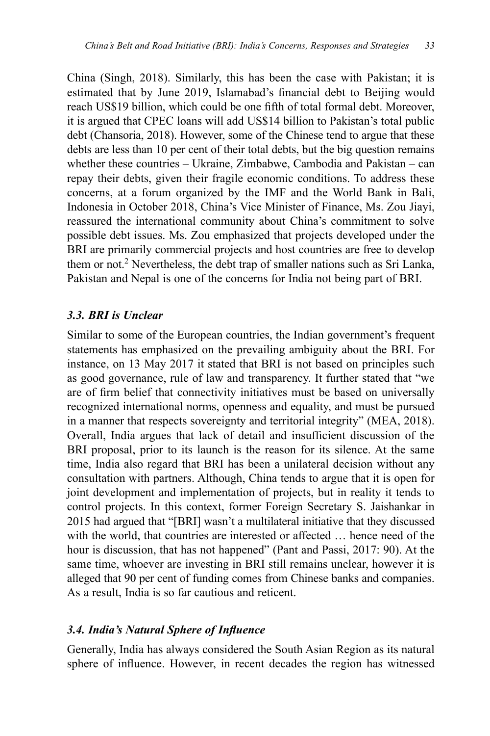China (Singh, 2018). Similarly, this has been the case with Pakistan; it is estimated that by June 2019, Islamabad's financial debt to Beijing would reach US$19 billion, which could be one fifth of total formal debt. Moreover, it is argued that CPEC loans will add US$14 billion to Pakistan's total public debt (Chansoria, 2018). However, some of the Chinese tend to argue that these debts are less than 10 per cent of their total debts, but the big question remains whether these countries – Ukraine, Zimbabwe, Cambodia and Pakistan – can repay their debts, given their fragile economic conditions. To address these concerns, at a forum organized by the IMF and the World Bank in Bali, Indonesia in October 2018, China's Vice Minister of Finance, Ms. Zou Jiayi, reassured the international community about China's commitment to solve possible debt issues. Ms. Zou emphasized that projects developed under the BRI are primarily commercial projects and host countries are free to develop them or not.[2] Nevertheless, the debt trap of smaller nations such as Sri Lanka, Pakistan and Nepal is one of the concerns for India not being part of BRI.

### *3.3. BRI is Unclear*

Similar to some of the European countries, the Indian government's frequent statements has emphasized on the prevailing ambiguity about the BRI. For instance, on 13 May 2017 it stated that BRI is not based on principles such as good governance, rule of law and transparency. It further stated that "we are of firm belief that connectivity initiatives must be based on universally recognized international norms, openness and equality, and must be pursued in a manner that respects sovereignty and territorial integrity" (MEA, 2018). Overall, India argues that lack of detail and insufficient discussion of the BRI proposal, prior to its launch is the reason for its silence. At the same time, India also regard that BRI has been a unilateral decision without any consultation with partners. Although, China tends to argue that it is open for joint development and implementation of projects, but in reality it tends to control projects. In this context, former Foreign Secretary S. Jaishankar in 2015 had argued that "[BRI] wasn't a multilateral initiative that they discussed with the world, that countries are interested or affected … hence need of the hour is discussion, that has not happened" (Pant and Passi, 2017: 90). At the same time, whoever are investing in BRI still remains unclear, however it is alleged that 90 per cent of funding comes from Chinese banks and companies. As a result, India is so far cautious and reticent.

### *3.4. India's Natural Sphere of Influence*

Generally, India has always considered the South Asian Region as its natural sphere of influence. However, in recent decades the region has witnessed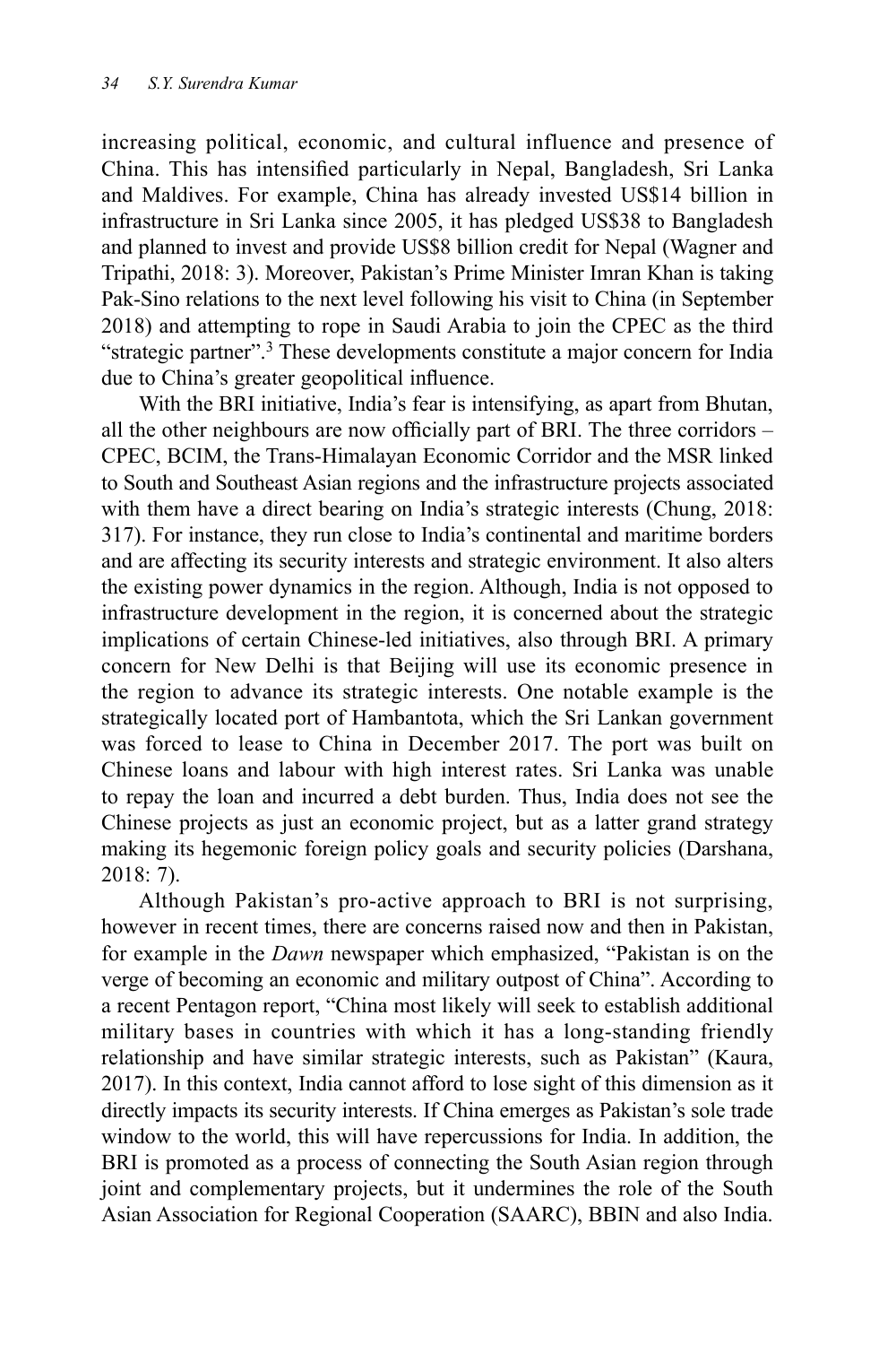increasing political, economic, and cultural influence and presence of China. This has intensified particularly in Nepal, Bangladesh, Sri Lanka and Maldives. For example, China has already invested US$14 billion in infrastructure in Sri Lanka since 2005, it has pledged US$38 to Bangladesh and planned to invest and provide US$8 billion credit for Nepal (Wagner and Tripathi, 2018: 3). Moreover, Pakistan's Prime Minister Imran Khan is taking Pak-Sino relations to the next level following his visit to China (in September 2018) and attempting to rope in Saudi Arabia to join the CPEC as the third "strategic partner".[3] These developments constitute a major concern for India due to China's greater geopolitical influence.

With the BRI initiative, India's fear is intensifying, as apart from Bhutan, all the other neighbours are now officially part of BRI. The three corridors – CPEC, BCIM, the Trans-Himalayan Economic Corridor and the MSR linked to South and Southeast Asian regions and the infrastructure projects associated with them have a direct bearing on India's strategic interests (Chung, 2018: 317). For instance, they run close to India's continental and maritime borders and are affecting its security interests and strategic environment. It also alters the existing power dynamics in the region. Although, India is not opposed to infrastructure development in the region, it is concerned about the strategic implications of certain Chinese-led initiatives, also through BRI. A primary concern for New Delhi is that Beijing will use its economic presence in the region to advance its strategic interests. One notable example is the strategically located port of Hambantota, which the Sri Lankan government was forced to lease to China in December 2017. The port was built on Chinese loans and labour with high interest rates. Sri Lanka was unable to repay the loan and incurred a debt burden. Thus, India does not see the Chinese projects as just an economic project, but as a latter grand strategy making its hegemonic foreign policy goals and security policies (Darshana, 2018: 7).

Although Pakistan's pro-active approach to BRI is not surprising, however in recent times, there are concerns raised now and then in Pakistan, for example in the *Dawn* newspaper which emphasized, "Pakistan is on the verge of becoming an economic and military outpost of China". According to a recent Pentagon report, "China most likely will seek to establish additional military bases in countries with which it has a long-standing friendly relationship and have similar strategic interests, such as Pakistan" (Kaura, 2017). In this context, India cannot afford to lose sight of this dimension as it directly impacts its security interests. If China emerges as Pakistan's sole trade window to the world, this will have repercussions for India. In addition, the BRI is promoted as a process of connecting the South Asian region through joint and complementary projects, but it undermines the role of the South Asian Association for Regional Cooperation (SAARC), BBIN and also India.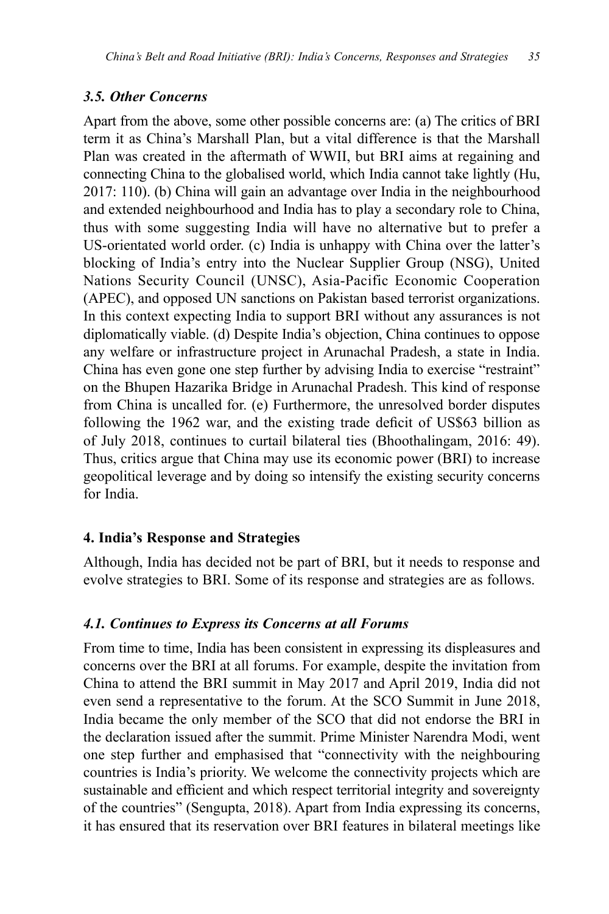### *3.5. Other Concerns*

Apart from the above, some other possible concerns are: (a) The critics of BRI term it as China's Marshall Plan, but a vital difference is that the Marshall Plan was created in the aftermath of WWII, but BRI aims at regaining and connecting China to the globalised world, which India cannot take lightly (Hu, 2017: 110). (b) China will gain an advantage over India in the neighbourhood and extended neighbourhood and India has to play a secondary role to China, thus with some suggesting India will have no alternative but to prefer a US-orientated world order. (c) India is unhappy with China over the latter's blocking of India's entry into the Nuclear Supplier Group (NSG), United Nations Security Council (UNSC), Asia-Pacific Economic Cooperation (APEC), and opposed UN sanctions on Pakistan based terrorist organizations. In this context expecting India to support BRI without any assurances is not diplomatically viable. (d) Despite India's objection, China continues to oppose any welfare or infrastructure project in Arunachal Pradesh, a state in India. China has even gone one step further by advising India to exercise "restraint" on the Bhupen Hazarika Bridge in Arunachal Pradesh. This kind of response from China is uncalled for. (e) Furthermore, the unresolved border disputes following the 1962 war, and the existing trade deficit of US$63 billion as of July 2018, continues to curtail bilateral ties (Bhoothalingam, 2016: 49). Thus, critics argue that China may use its economic power (BRI) to increase geopolitical leverage and by doing so intensify the existing security concerns for India.

## 4. India's Response and Strategies

Although, India has decided not be part of BRI, but it needs to response and evolve strategies to BRI. Some of its response and strategies are as follows.

### *4.1. Continues to Express its Concerns at all Forums*

From time to time, India has been consistent in expressing its displeasures and concerns over the BRI at all forums. For example, despite the invitation from China to attend the BRI summit in May 2017 and April 2019, India did not even send a representative to the forum. At the SCO Summit in June 2018, India became the only member of the SCO that did not endorse the BRI in the declaration issued after the summit. Prime Minister Narendra Modi, went one step further and emphasised that "connectivity with the neighbouring countries is India's priority. We welcome the connectivity projects which are sustainable and efficient and which respect territorial integrity and sovereignty of the countries" (Sengupta, 2018). Apart from India expressing its concerns, it has ensured that its reservation over BRI features in bilateral meetings like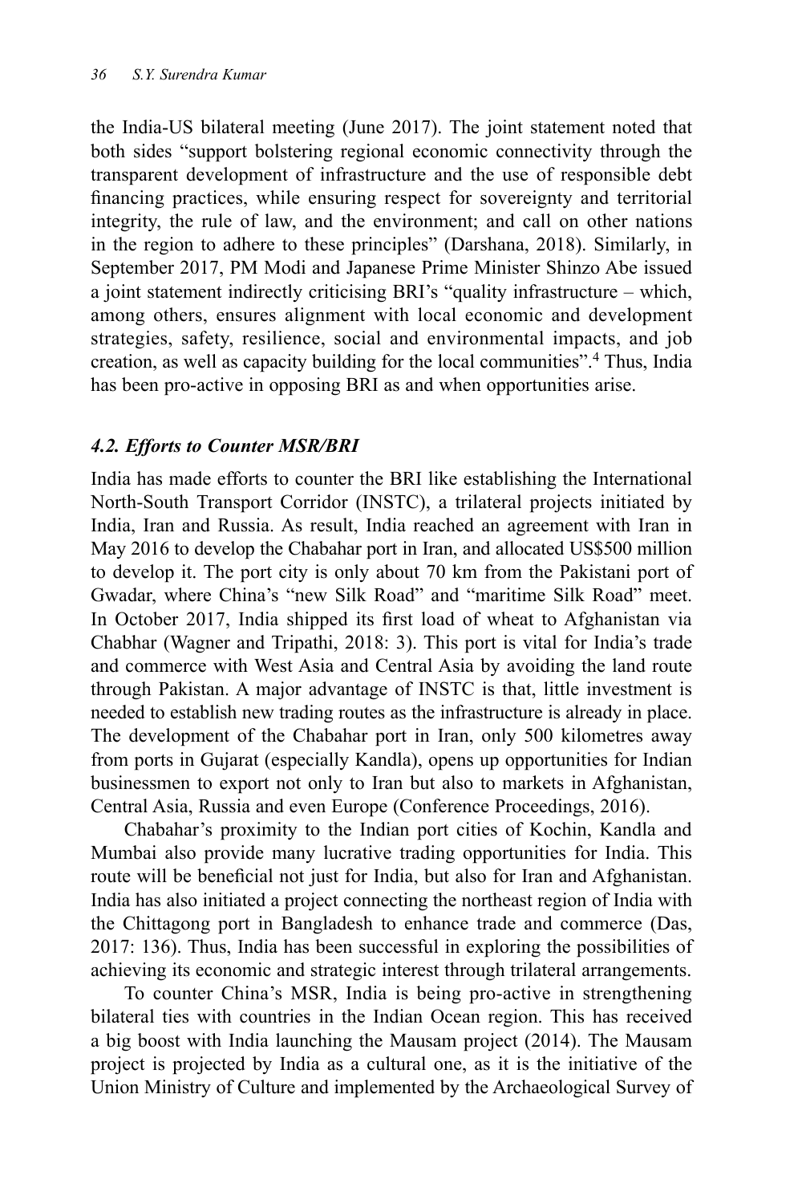the India-US bilateral meeting (June 2017). The joint statement noted that both sides "support bolstering regional economic connectivity through the transparent development of infrastructure and the use of responsible debt financing practices, while ensuring respect for sovereignty and territorial integrity, the rule of law, and the environment; and call on other nations in the region to adhere to these principles" (Darshana, 2018). Similarly, in September 2017, PM Modi and Japanese Prime Minister Shinzo Abe issued a joint statement indirectly criticising BRI's "quality infrastructure – which, among others, ensures alignment with local economic and development strategies, safety, resilience, social and environmental impacts, and job creation, as well as capacity building for the local communities".[4] Thus, India has been pro-active in opposing BRI as and when opportunities arise.

### *4.2. Efforts to Counter MSR/BRI*

India has made efforts to counter the BRI like establishing the International North-South Transport Corridor (INSTC), a trilateral projects initiated by India, Iran and Russia. As result, India reached an agreement with Iran in May 2016 to develop the Chabahar port in Iran, and allocated US$500 million to develop it. The port city is only about 70 km from the Pakistani port of Gwadar, where China's "new Silk Road" and "maritime Silk Road" meet. In October 2017, India shipped its first load of wheat to Afghanistan via Chabhar (Wagner and Tripathi, 2018: 3). This port is vital for India's trade and commerce with West Asia and Central Asia by avoiding the land route through Pakistan. A major advantage of INSTC is that, little investment is needed to establish new trading routes as the infrastructure is already in place. The development of the Chabahar port in Iran, only 500 kilometres away from ports in Gujarat (especially Kandla), opens up opportunities for Indian businessmen to export not only to Iran but also to markets in Afghanistan, Central Asia, Russia and even Europe (Conference Proceedings, 2016).

Chabahar's proximity to the Indian port cities of Kochin, Kandla and Mumbai also provide many lucrative trading opportunities for India. This route will be beneficial not just for India, but also for Iran and Afghanistan. India has also initiated a project connecting the northeast region of India with the Chittagong port in Bangladesh to enhance trade and commerce (Das, 2017: 136). Thus, India has been successful in exploring the possibilities of achieving its economic and strategic interest through trilateral arrangements.

To counter China's MSR, India is being pro-active in strengthening bilateral ties with countries in the Indian Ocean region. This has received a big boost with India launching the Mausam project (2014). The Mausam project is projected by India as a cultural one, as it is the initiative of the Union Ministry of Culture and implemented by the Archaeological Survey of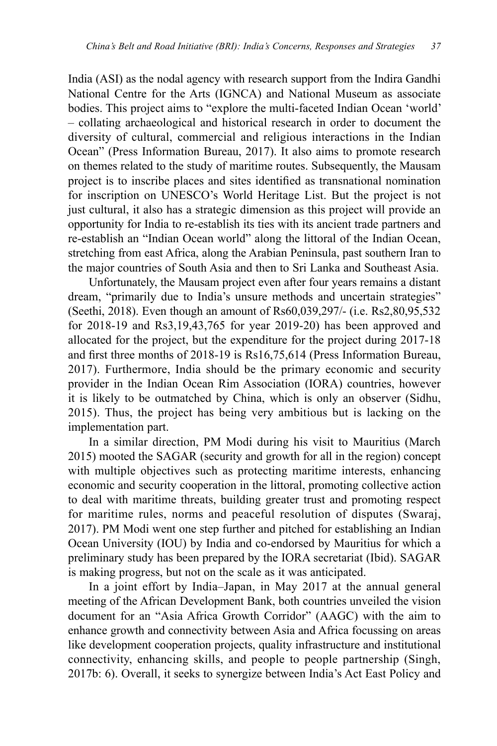India (ASI) as the nodal agency with research support from the Indira Gandhi National Centre for the Arts (IGNCA) and National Museum as associate bodies. This project aims to "explore the multi-faceted Indian Ocean 'world' – collating archaeological and historical research in order to document the diversity of cultural, commercial and religious interactions in the Indian Ocean" (Press Information Bureau, 2017). It also aims to promote research on themes related to the study of maritime routes. Subsequently, the Mausam project is to inscribe places and sites identified as transnational nomination for inscription on UNESCO's World Heritage List. But the project is not just cultural, it also has a strategic dimension as this project will provide an opportunity for India to re-establish its ties with its ancient trade partners and re-establish an "Indian Ocean world" along the littoral of the Indian Ocean, stretching from east Africa, along the Arabian Peninsula, past southern Iran to the major countries of South Asia and then to Sri Lanka and Southeast Asia.

Unfortunately, the Mausam project even after four years remains a distant dream, "primarily due to India's unsure methods and uncertain strategies" (Seethi, 2018). Even though an amount of Rs60,039,297/- (i.e. Rs2,80,95,532 for 2018-19 and Rs3,19,43,765 for year 2019-20) has been approved and allocated for the project, but the expenditure for the project during 2017-18 and first three months of 2018-19 is Rs16,75,614 (Press Information Bureau, 2017). Furthermore, India should be the primary economic and security provider in the Indian Ocean Rim Association (IORA) countries, however it is likely to be outmatched by China, which is only an observer (Sidhu, 2015). Thus, the project has being very ambitious but is lacking on the implementation part.

In a similar direction, PM Modi during his visit to Mauritius (March 2015) mooted the SAGAR (security and growth for all in the region) concept with multiple objectives such as protecting maritime interests, enhancing economic and security cooperation in the littoral, promoting collective action to deal with maritime threats, building greater trust and promoting respect for maritime rules, norms and peaceful resolution of disputes (Swaraj, 2017). PM Modi went one step further and pitched for establishing an Indian Ocean University (IOU) by India and co-endorsed by Mauritius for which a preliminary study has been prepared by the IORA secretariat (Ibid). SAGAR is making progress, but not on the scale as it was anticipated.

In a joint effort by India–Japan, in May 2017 at the annual general meeting of the African Development Bank, both countries unveiled the vision document for an "Asia Africa Growth Corridor" (AAGC) with the aim to enhance growth and connectivity between Asia and Africa focussing on areas like development cooperation projects, quality infrastructure and institutional connectivity, enhancing skills, and people to people partnership (Singh, 2017b: 6). Overall, it seeks to synergize between India's Act East Policy and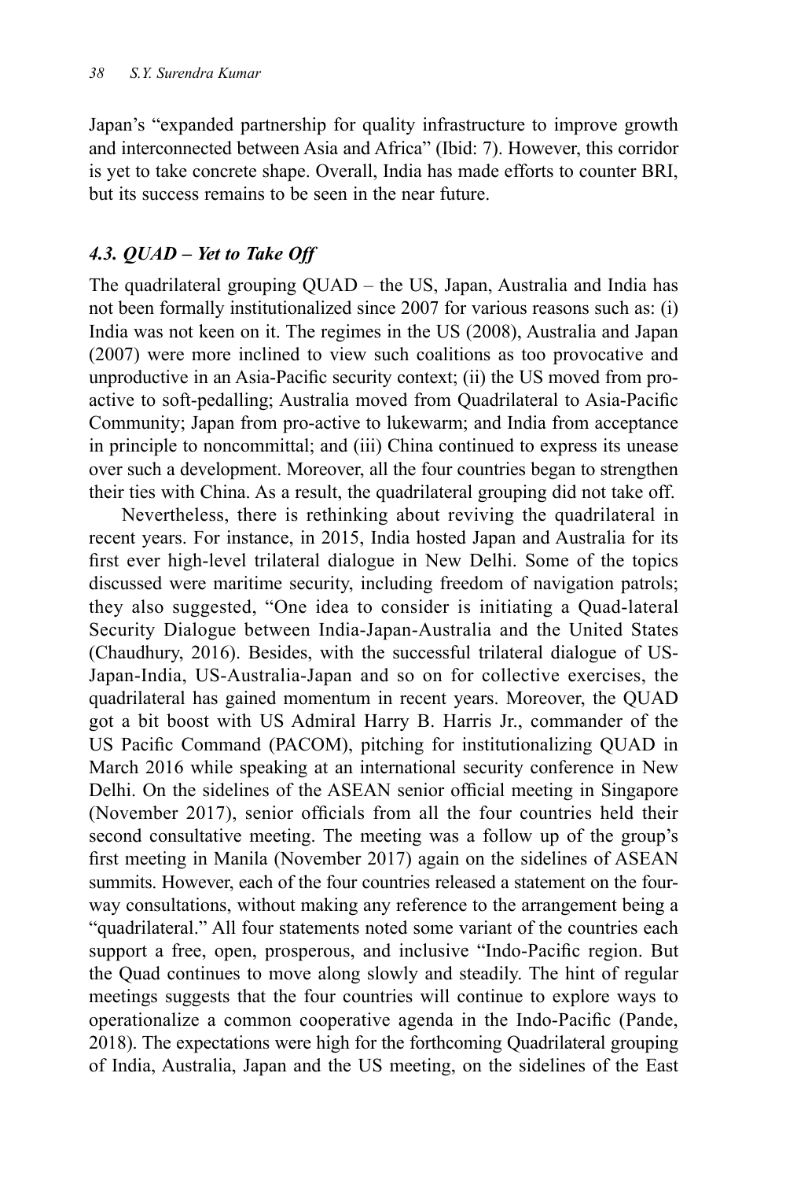Japan's "expanded partnership for quality infrastructure to improve growth and interconnected between Asia and Africa" (Ibid: 7). However, this corridor is yet to take concrete shape. Overall, India has made efforts to counter BRI, but its success remains to be seen in the near future.

### *4.3. QUAD – Yet to Take Off*

The quadrilateral grouping QUAD – the US, Japan, Australia and India has not been formally institutionalized since 2007 for various reasons such as: (i) India was not keen on it. The regimes in the US (2008), Australia and Japan (2007) were more inclined to view such coalitions as too provocative and unproductive in an Asia-Pacific security context; (ii) the US moved from pro-active to soft-pedalling; Australia moved from Quadrilateral to Asia-Pacific Community; Japan from pro-active to lukewarm; and India from acceptance in principle to noncommittal; and (iii) China continued to express its unease over such a development. Moreover, all the four countries began to strengthen their ties with China. As a result, the quadrilateral grouping did not take off.

Nevertheless, there is rethinking about reviving the quadrilateral in recent years. For instance, in 2015, India hosted Japan and Australia for its first ever high-level trilateral dialogue in New Delhi. Some of the topics discussed were maritime security, including freedom of navigation patrols; they also suggested, "One idea to consider is initiating a Quad-lateral Security Dialogue between India-Japan-Australia and the United States (Chaudhury, 2016). Besides, with the successful trilateral dialogue of US-Japan-India, US-Australia-Japan and so on for collective exercises, the quadrilateral has gained momentum in recent years. Moreover, the QUAD got a bit boost with US Admiral Harry B. Harris Jr., commander of the US Pacific Command (PACOM), pitching for institutionalizing QUAD in March 2016 while speaking at an international security conference in New Delhi. On the sidelines of the ASEAN senior official meeting in Singapore (November 2017), senior officials from all the four countries held their second consultative meeting. The meeting was a follow up of the group's first meeting in Manila (November 2017) again on the sidelines of ASEAN summits. However, each of the four countries released a statement on the four-way consultations, without making any reference to the arrangement being a "quadrilateral." All four statements noted some variant of the countries each support a free, open, prosperous, and inclusive "Indo-Pacific region. But the Quad continues to move along slowly and steadily. The hint of regular meetings suggests that the four countries will continue to explore ways to operationalize a common cooperative agenda in the Indo-Pacific (Pande, 2018). The expectations were high for the forthcoming Quadrilateral grouping of India, Australia, Japan and the US meeting, on the sidelines of the East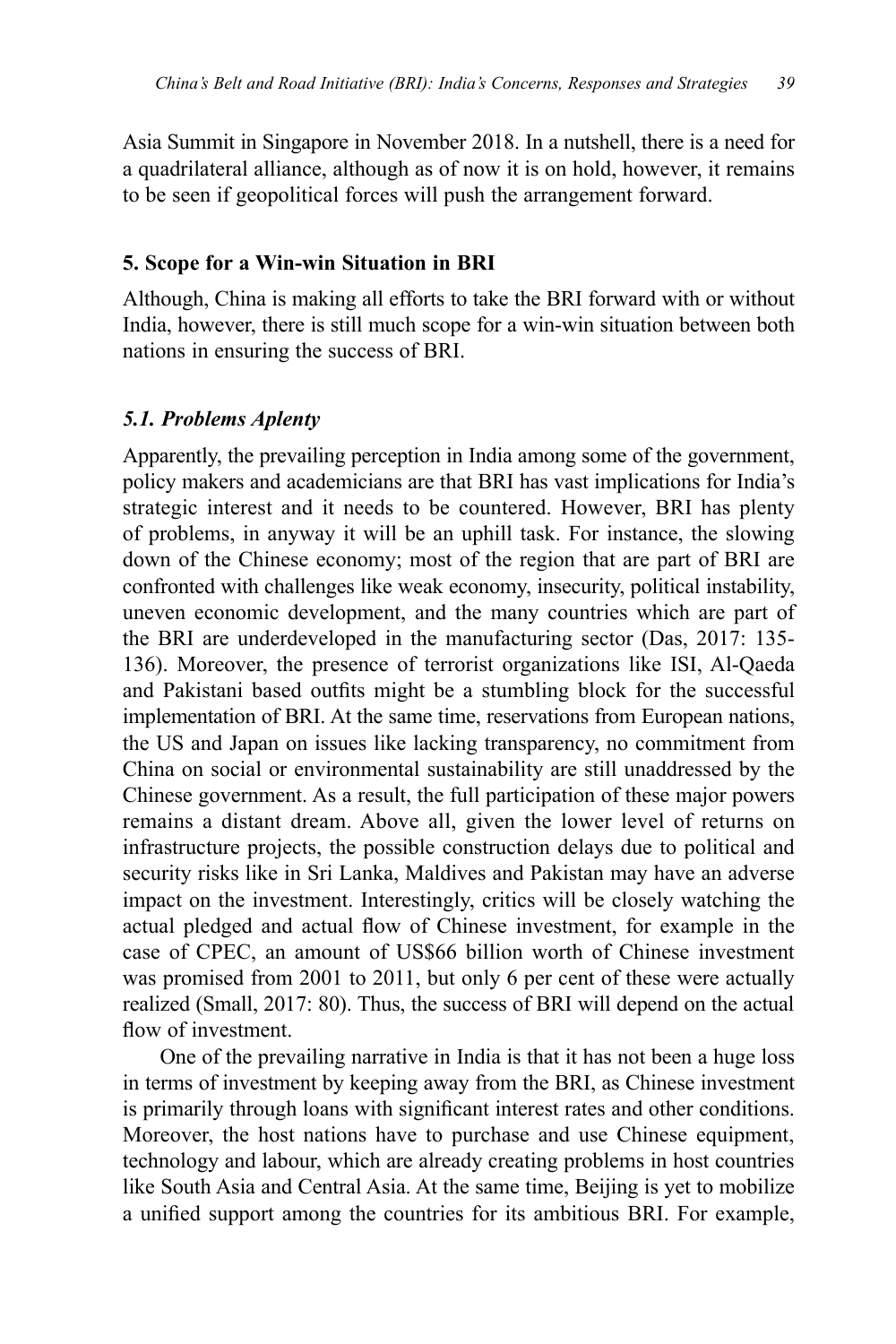Asia Summit in Singapore in November 2018. In a nutshell, there is a need for a quadrilateral alliance, although as of now it is on hold, however, it remains to be seen if geopolitical forces will push the arrangement forward.

## 5. Scope for a Win-win Situation in BRI

Although, China is making all efforts to take the BRI forward with or without India, however, there is still much scope for a win-win situation between both nations in ensuring the success of BRI.

### *5.1. Problems Aplenty*

Apparently, the prevailing perception in India among some of the government, policy makers and academicians are that BRI has vast implications for India's strategic interest and it needs to be countered. However, BRI has plenty of problems, in anyway it will be an uphill task. For instance, the slowing down of the Chinese economy; most of the region that are part of BRI are confronted with challenges like weak economy, insecurity, political instability, uneven economic development, and the many countries which are part of the BRI are underdeveloped in the manufacturing sector (Das, 2017: 135-136). Moreover, the presence of terrorist organizations like ISI, Al-Qaeda and Pakistani based outfits might be a stumbling block for the successful implementation of BRI. At the same time, reservations from European nations, the US and Japan on issues like lacking transparency, no commitment from China on social or environmental sustainability are still unaddressed by the Chinese government. As a result, the full participation of these major powers remains a distant dream. Above all, given the lower level of returns on infrastructure projects, the possible construction delays due to political and security risks like in Sri Lanka, Maldives and Pakistan may have an adverse impact on the investment. Interestingly, critics will be closely watching the actual pledged and actual flow of Chinese investment, for example in the case of CPEC, an amount of US$66 billion worth of Chinese investment was promised from 2001 to 2011, but only 6 per cent of these were actually realized (Small, 2017: 80). Thus, the success of BRI will depend on the actual flow of investment.

One of the prevailing narrative in India is that it has not been a huge loss in terms of investment by keeping away from the BRI, as Chinese investment is primarily through loans with significant interest rates and other conditions. Moreover, the host nations have to purchase and use Chinese equipment, technology and labour, which are already creating problems in host countries like South Asia and Central Asia. At the same time, Beijing is yet to mobilize a unified support among the countries for its ambitious BRI. For example,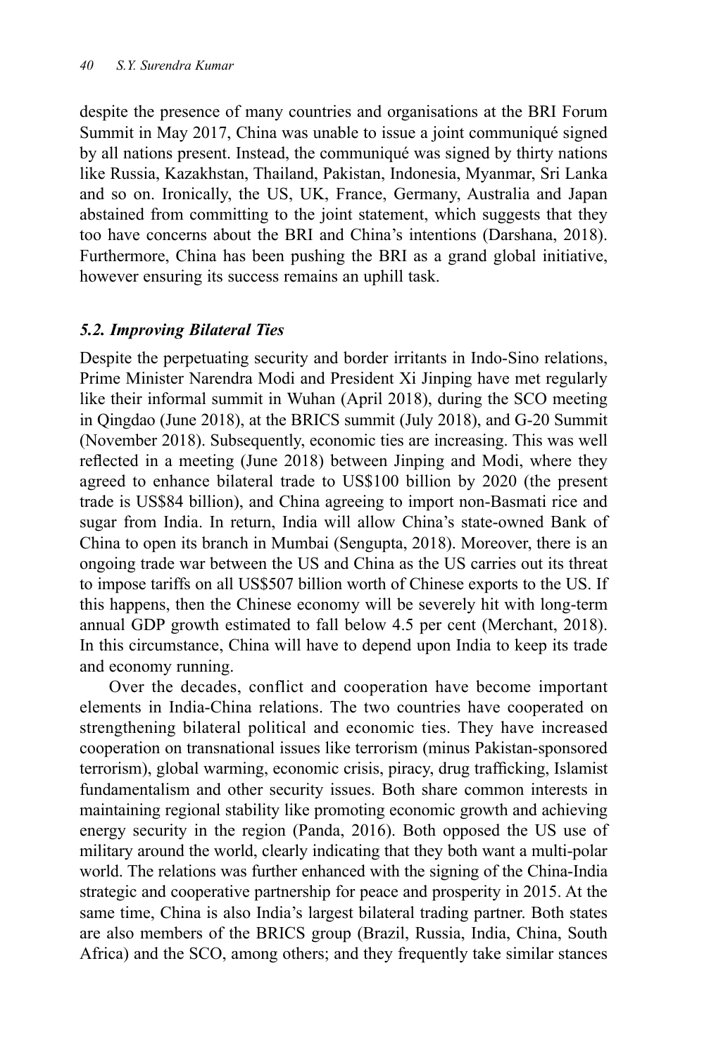despite the presence of many countries and organisations at the BRI Forum Summit in May 2017, China was unable to issue a joint communiqué signed by all nations present. Instead, the communiqué was signed by thirty nations like Russia, Kazakhstan, Thailand, Pakistan, Indonesia, Myanmar, Sri Lanka and so on. Ironically, the US, UK, France, Germany, Australia and Japan abstained from committing to the joint statement, which suggests that they too have concerns about the BRI and China's intentions (Darshana, 2018). Furthermore, China has been pushing the BRI as a grand global initiative, however ensuring its success remains an uphill task.

### *5.2. Improving Bilateral Ties*

Despite the perpetuating security and border irritants in Indo-Sino relations, Prime Minister Narendra Modi and President Xi Jinping have met regularly like their informal summit in Wuhan (April 2018), during the SCO meeting in Qingdao (June 2018), at the BRICS summit (July 2018), and G-20 Summit (November 2018). Subsequently, economic ties are increasing. This was well reflected in a meeting (June 2018) between Jinping and Modi, where they agreed to enhance bilateral trade to US$100 billion by 2020 (the present trade is US$84 billion), and China agreeing to import non-Basmati rice and sugar from India. In return, India will allow China's state-owned Bank of China to open its branch in Mumbai (Sengupta, 2018). Moreover, there is an ongoing trade war between the US and China as the US carries out its threat to impose tariffs on all US$507 billion worth of Chinese exports to the US. If this happens, then the Chinese economy will be severely hit with long-term annual GDP growth estimated to fall below 4.5 per cent (Merchant, 2018). In this circumstance, China will have to depend upon India to keep its trade and economy running.

Over the decades, conflict and cooperation have become important elements in India-China relations. The two countries have cooperated on strengthening bilateral political and economic ties. They have increased cooperation on transnational issues like terrorism (minus Pakistan-sponsored terrorism), global warming, economic crisis, piracy, drug trafficking, Islamist fundamentalism and other security issues. Both share common interests in maintaining regional stability like promoting economic growth and achieving energy security in the region (Panda, 2016). Both opposed the US use of military around the world, clearly indicating that they both want a multi-polar world. The relations was further enhanced with the signing of the China-India strategic and cooperative partnership for peace and prosperity in 2015. At the same time, China is also India's largest bilateral trading partner. Both states are also members of the BRICS group (Brazil, Russia, India, China, South Africa) and the SCO, among others; and they frequently take similar stances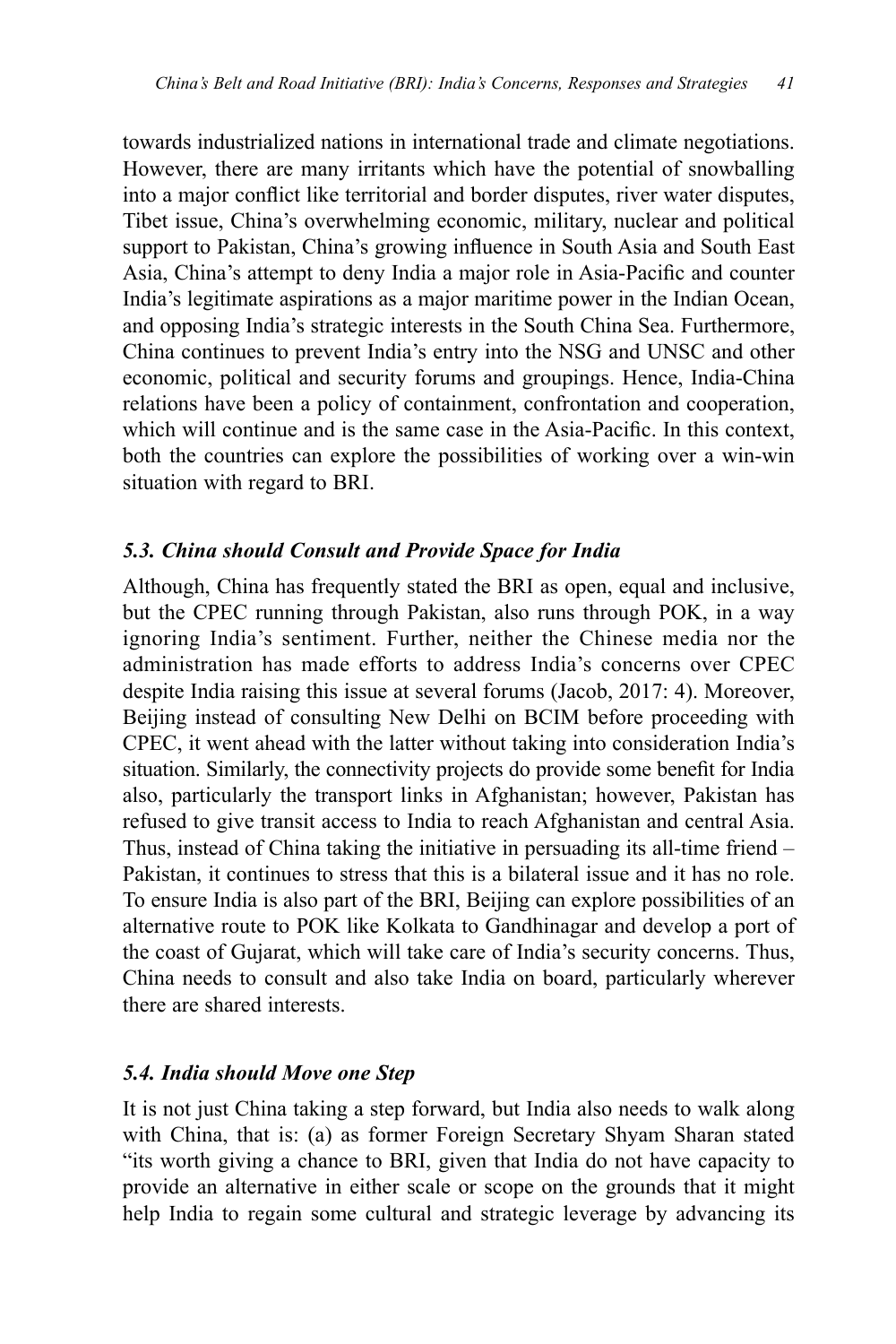towards industrialized nations in international trade and climate negotiations. However, there are many irritants which have the potential of snowballing into a major conflict like territorial and border disputes, river water disputes, Tibet issue, China's overwhelming economic, military, nuclear and political support to Pakistan, China's growing influence in South Asia and South East Asia, China's attempt to deny India a major role in Asia-Pacific and counter India's legitimate aspirations as a major maritime power in the Indian Ocean, and opposing India's strategic interests in the South China Sea. Furthermore, China continues to prevent India's entry into the NSG and UNSC and other economic, political and security forums and groupings. Hence, India-China relations have been a policy of containment, confrontation and cooperation, which will continue and is the same case in the Asia-Pacific. In this context, both the countries can explore the possibilities of working over a win-win situation with regard to BRI.

### *5.3. China should Consult and Provide Space for India*

Although, China has frequently stated the BRI as open, equal and inclusive, but the CPEC running through Pakistan, also runs through POK, in a way ignoring India's sentiment. Further, neither the Chinese media nor the administration has made efforts to address India's concerns over CPEC despite India raising this issue at several forums (Jacob, 2017: 4). Moreover, Beijing instead of consulting New Delhi on BCIM before proceeding with CPEC, it went ahead with the latter without taking into consideration India's situation. Similarly, the connectivity projects do provide some benefit for India also, particularly the transport links in Afghanistan; however, Pakistan has refused to give transit access to India to reach Afghanistan and central Asia. Thus, instead of China taking the initiative in persuading its all-time friend – Pakistan, it continues to stress that this is a bilateral issue and it has no role. To ensure India is also part of the BRI, Beijing can explore possibilities of an alternative route to POK like Kolkata to Gandhinagar and develop a port of the coast of Gujarat, which will take care of India's security concerns. Thus, China needs to consult and also take India on board, particularly wherever there are shared interests.

### *5.4. India should Move one Step*

It is not just China taking a step forward, but India also needs to walk along with China, that is: (a) as former Foreign Secretary Shyam Sharan stated "its worth giving a chance to BRI, given that India do not have capacity to provide an alternative in either scale or scope on the grounds that it might help India to regain some cultural and strategic leverage by advancing its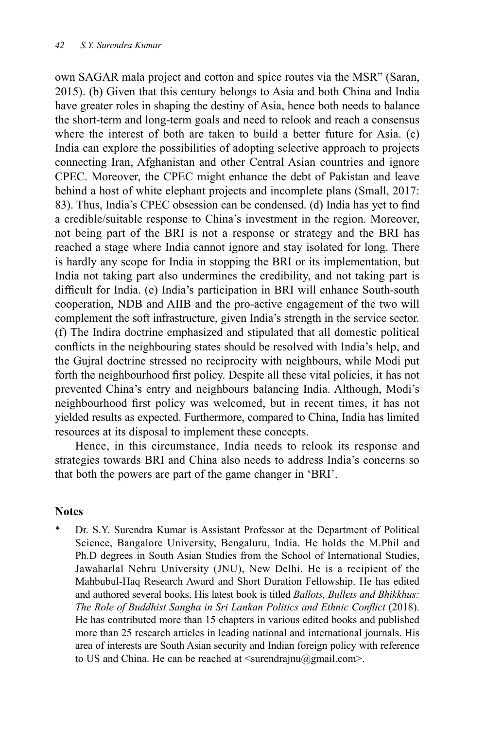own SAGAR mala project and cotton and spice routes via the MSR" (Saran, 2015). (b) Given that this century belongs to Asia and both China and India have greater roles in shaping the destiny of Asia, hence both needs to balance the short-term and long-term goals and need to relook and reach a consensus where the interest of both are taken to build a better future for Asia. (c) India can explore the possibilities of adopting selective approach to projects connecting Iran, Afghanistan and other Central Asian countries and ignore CPEC. Moreover, the CPEC might enhance the debt of Pakistan and leave behind a host of white elephant projects and incomplete plans (Small, 2017: 83). Thus, India's CPEC obsession can be condensed. (d) India has yet to find a credible/suitable response to China's investment in the region. Moreover, not being part of the BRI is not a response or strategy and the BRI has reached a stage where India cannot ignore and stay isolated for long. There is hardly any scope for India in stopping the BRI or its implementation, but India not taking part also undermines the credibility, and not taking part is difficult for India. (e) India's participation in BRI will enhance South-south cooperation, NDB and AIIB and the pro-active engagement of the two will complement the soft infrastructure, given India's strength in the service sector. (f) The Indira doctrine emphasized and stipulated that all domestic political conflicts in the neighbouring states should be resolved with India's help, and the Gujral doctrine stressed no reciprocity with neighbours, while Modi put forth the neighbourhood first policy. Despite all these vital policies, it has not prevented China's entry and neighbours balancing India. Although, Modi's neighbourhood first policy was welcomed, but in recent times, it has not yielded results as expected. Furthermore, compared to China, India has limited resources at its disposal to implement these concepts.

Hence, in this circumstance, India needs to relook its response and strategies towards BRI and China also needs to address India's concerns so that both the powers are part of the game changer in 'BRI'.

## Notes

\* Dr. S.Y. Surendra Kumar is Assistant Professor at the Department of Political Science, Bangalore University, Bengaluru, India. He holds the M.Phil and Ph.D degrees in South Asian Studies from the School of International Studies, Jawaharlal Nehru University (JNU), New Delhi. He is a recipient of the Mahbubul-Haq Research Award and Short Duration Fellowship. He has edited and authored several books. His latest book is titled *Ballots, Bullets and Bhikkhus: The Role of Buddhist Sangha in Sri Lankan Politics and Ethnic Conflict* (2018). He has contributed more than 15 chapters in various edited books and published more than 25 research articles in leading national and international journals. His area of interests are South Asian security and Indian foreign policy with reference to US and China. He can be reached at <surendrajnu@gmail.com>.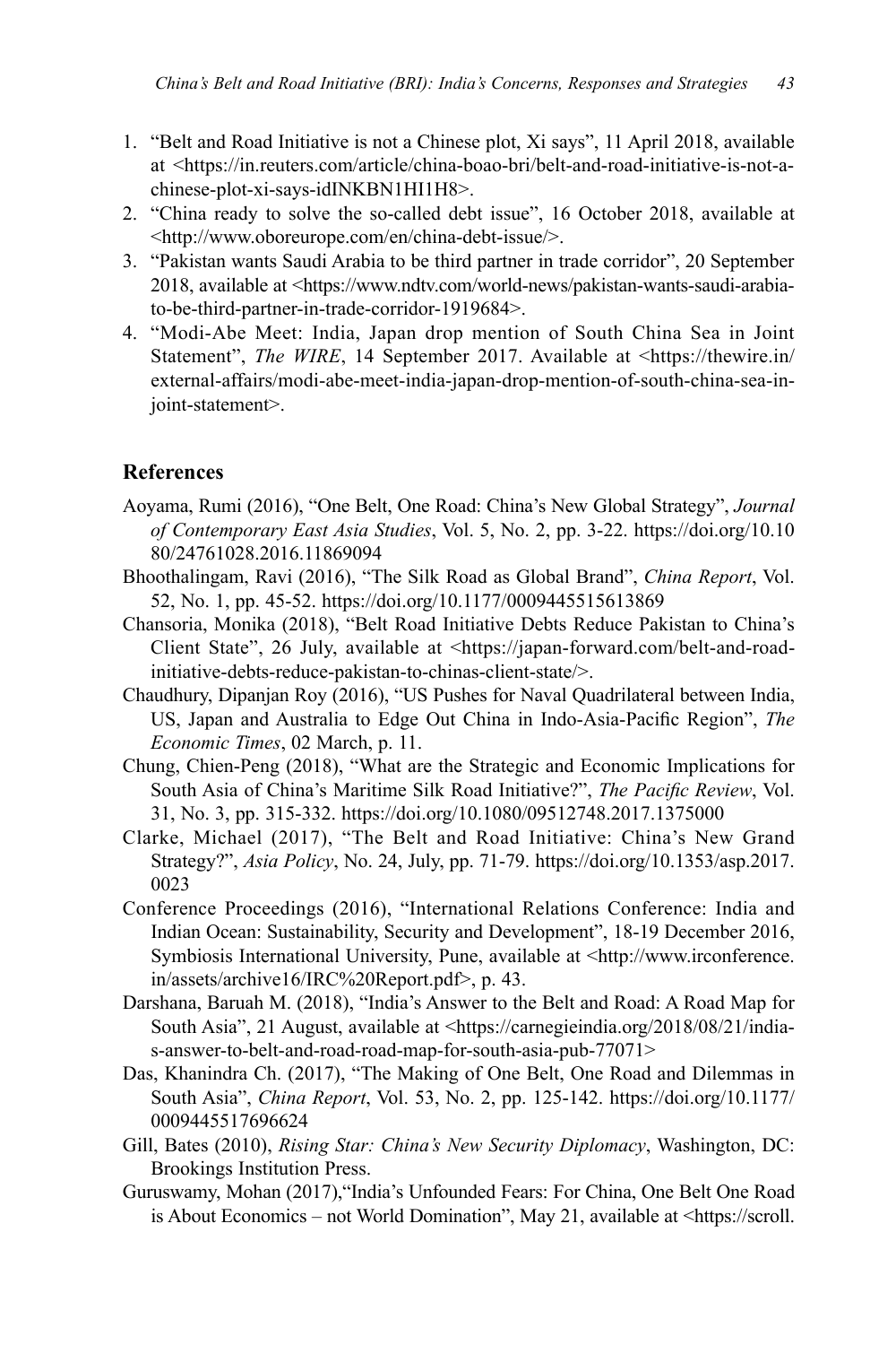1. "Belt and Road Initiative is not a Chinese plot, Xi says", 11 April 2018, available at <https://in.reuters.com/article/china-boao-bri/belt-and-road-initiative-is-not-a-chinese-plot-xi-says-idINKBN1HI1H8>.
2. "China ready to solve the so-called debt issue", 16 October 2018, available at <http://www.oboreurope.com/en/china-debt-issue/>.
3. "Pakistan wants Saudi Arabia to be third partner in trade corridor", 20 September 2018, available at <https://www.ndtv.com/world-news/pakistan-wants-saudi-arabia-to-be-third-partner-in-trade-corridor-1919684>.
4. "Modi-Abe Meet: India, Japan drop mention of South China Sea in Joint Statement", *The WIRE*, 14 September 2017. Available at <https://thewire.in/external-affairs/modi-abe-meet-india-japan-drop-mention-of-south-china-sea-in-joint-statement>.

## References

Aoyama, Rumi (2016), "One Belt, One Road: China's New Global Strategy", *Journal of Contemporary East Asia Studies*, Vol. 5, No. 2, pp. 3-22. https://doi.org/10.1080/24761028.2016.11869094

Bhoothalingam, Ravi (2016), "The Silk Road as Global Brand", *China Report*, Vol. 52, No. 1, pp. 45-52. https://doi.org/10.1177/0009445515613869

Chansoria, Monika (2018), "Belt Road Initiative Debts Reduce Pakistan to China's Client State", 26 July, available at <https://japan-forward.com/belt-and-road-initiative-debts-reduce-pakistan-to-chinas-client-state/>.

Chaudhury, Dipanjan Roy (2016), "US Pushes for Naval Quadrilateral between India, US, Japan and Australia to Edge Out China in Indo-Asia-Pacific Region", *The Economic Times*, 02 March, p. 11.

Chung, Chien-Peng (2018), "What are the Strategic and Economic Implications for South Asia of China's Maritime Silk Road Initiative?", *The Pacific Review*, Vol. 31, No. 3, pp. 315-332. https://doi.org/10.1080/09512748.2017.1375000

Clarke, Michael (2017), "The Belt and Road Initiative: China's New Grand Strategy?", *Asia Policy*, No. 24, July, pp. 71-79. https://doi.org/10.1353/asp.2017.0023

Conference Proceedings (2016), "International Relations Conference: India and Indian Ocean: Sustainability, Security and Development", 18-19 December 2016, Symbiosis International University, Pune, available at <http://www.irconference.in/assets/archive16/IRC%20Report.pdf>, p. 43.

Darshana, Baruah M. (2018), "India's Answer to the Belt and Road: A Road Map for South Asia", 21 August, available at <https://carnegieindia.org/2018/08/21/india-s-answer-to-belt-and-road-road-map-for-south-asia-pub-77071>

Das, Khanindra Ch. (2017), "The Making of One Belt, One Road and Dilemmas in South Asia", *China Report*, Vol. 53, No. 2, pp. 125-142. https://doi.org/10.1177/0009445517696624

Gill, Bates (2010), *Rising Star: China's New Security Diplomacy*, Washington, DC: Brookings Institution Press.

Guruswamy, Mohan (2017),"India's Unfounded Fears: For China, One Belt One Road is About Economics – not World Domination", May 21, available at <https://scroll.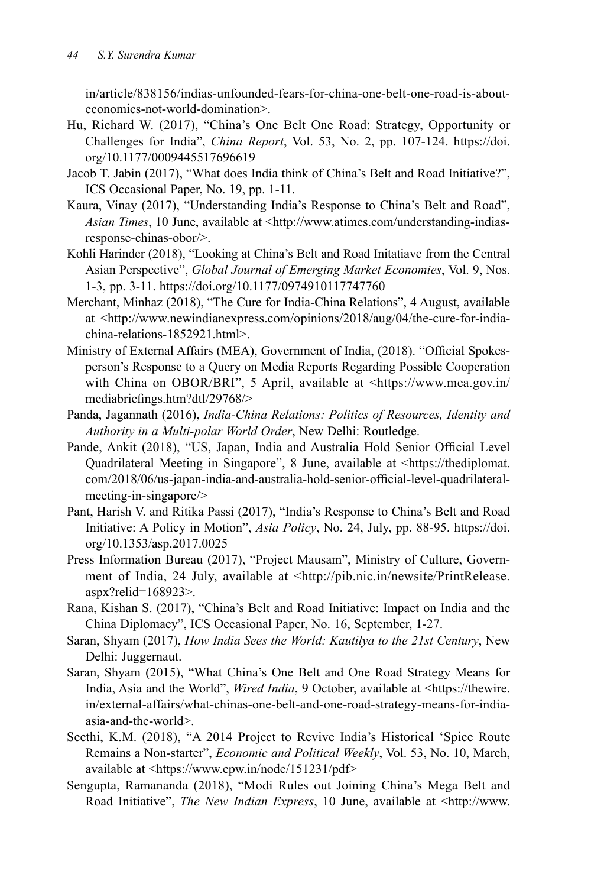in/article/838156/indias-unfounded-fears-for-china-one-belt-one-road-is-about-economics-not-world-domination>.

Hu, Richard W. (2017), "China's One Belt One Road: Strategy, Opportunity or Challenges for India", *China Report*, Vol. 53, No. 2, pp. 107-124. https://doi.org/10.1177/0009445517696619

Jacob T. Jabin (2017), "What does India think of China's Belt and Road Initiative?", ICS Occasional Paper, No. 19, pp. 1-11.

Kaura, Vinay (2017), "Understanding India's Response to China's Belt and Road", *Asian Times*, 10 June, available at <http://www.atimes.com/understanding-indias-response-chinas-obor/>.

Kohli Harinder (2018), "Looking at China's Belt and Road Initatiave from the Central Asian Perspective", *Global Journal of Emerging Market Economies*, Vol. 9, Nos. 1-3, pp. 3-11. https://doi.org/10.1177/0974910117747760

Merchant, Minhaz (2018), "The Cure for India-China Relations", 4 August, available at <http://www.newindianexpress.com/opinions/2018/aug/04/the-cure-for-india-china-relations-1852921.html>.

Ministry of External Affairs (MEA), Government of India, (2018). "Official Spokesperson's Response to a Query on Media Reports Regarding Possible Cooperation with China on OBOR/BRI", 5 April, available at <https://www.mea.gov.in/mediabriefings.htm?dtl/29768/>

Panda, Jagannath (2016), *India-China Relations: Politics of Resources, Identity and Authority in a Multi-polar World Order*, New Delhi: Routledge.

Pande, Ankit (2018), "US, Japan, India and Australia Hold Senior Official Level Quadrilateral Meeting in Singapore", 8 June, available at <https://thediplomat.com/2018/06/us-japan-india-and-australia-hold-senior-official-level-quadrilateral-meeting-in-singapore/>

Pant, Harish V. and Ritika Passi (2017), "India's Response to China's Belt and Road Initiative: A Policy in Motion", *Asia Policy*, No. 24, July, pp. 88-95. https://doi.org/10.1353/asp.2017.0025

Press Information Bureau (2017), "Project Mausam", Ministry of Culture, Government of India, 24 July, available at <http://pib.nic.in/newsite/PrintRelease.aspx?relid=168923>.

Rana, Kishan S. (2017), "China's Belt and Road Initiative: Impact on India and the China Diplomacy", ICS Occasional Paper, No. 16, September, 1-27.

Saran, Shyam (2017), *How India Sees the World: Kautilya to the 21st Century*, New Delhi: Juggernaut.

Saran, Shyam (2015), "What China's One Belt and One Road Strategy Means for India, Asia and the World", *Wired India*, 9 October, available at <https://thewire.in/external-affairs/what-chinas-one-belt-and-one-road-strategy-means-for-india-asia-and-the-world>.

Seethi, K.M. (2018), "A 2014 Project to Revive India's Historical 'Spice Route Remains a Non-starter", *Economic and Political Weekly*, Vol. 53, No. 10, March, available at <https://www.epw.in/node/151231/pdf>

Sengupta, Ramananda (2018), "Modi Rules out Joining China's Mega Belt and Road Initiative", *The New Indian Express*, 10 June, available at <http://www.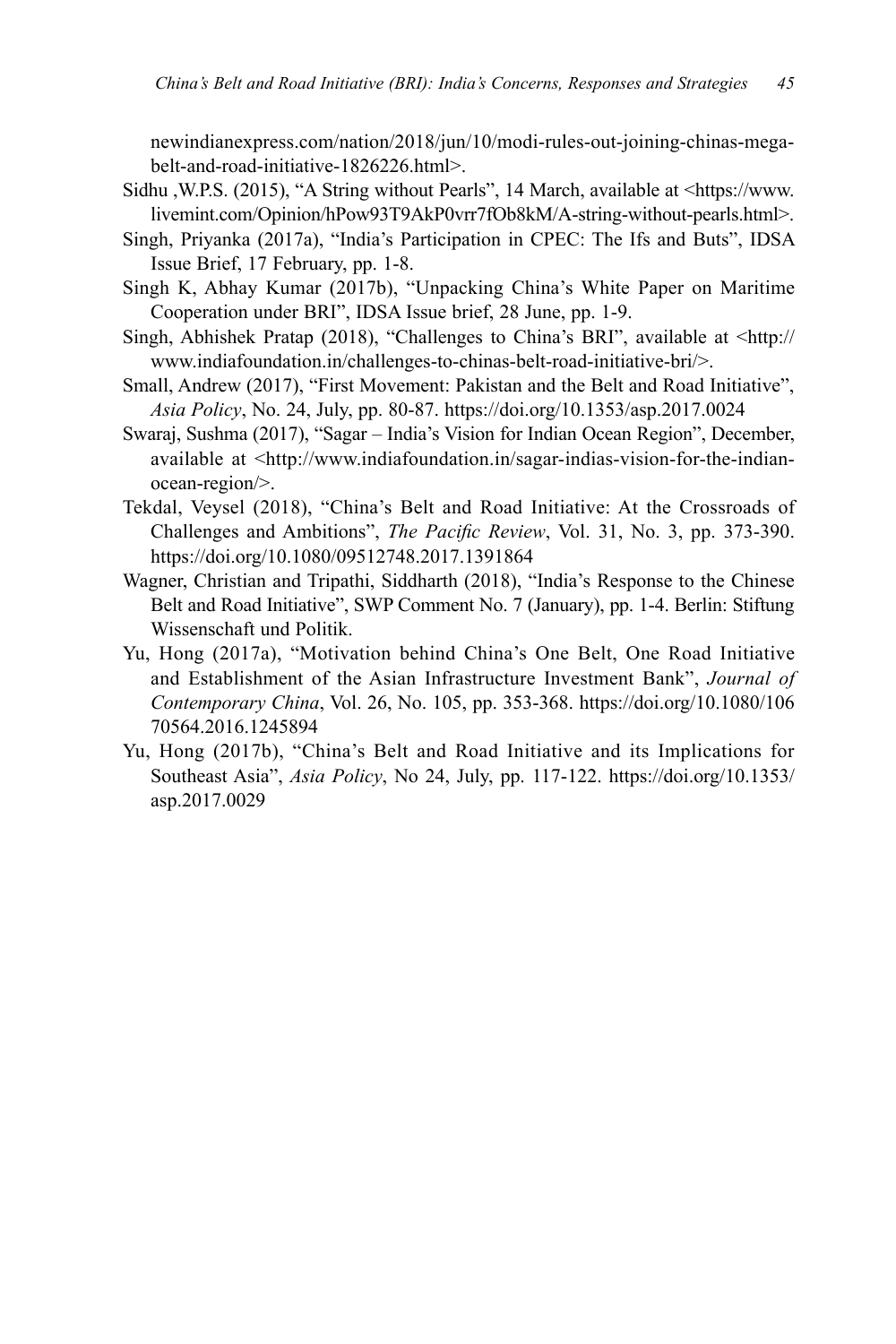newindianexpress.com/nation/2018/jun/10/modi-rules-out-joining-chinas-mega-belt-and-road-initiative-1826226.html>.

Sidhu ,W.P.S. (2015), "A String without Pearls", 14 March, available at <https://www.livemint.com/Opinion/hPow93T9AkP0vrr7fOb8kM/A-string-without-pearls.html>.

Singh, Priyanka (2017a), "India's Participation in CPEC: The Ifs and Buts", IDSA Issue Brief, 17 February, pp. 1-8.

Singh K, Abhay Kumar (2017b), "Unpacking China's White Paper on Maritime Cooperation under BRI", IDSA Issue brief, 28 June, pp. 1-9.

Singh, Abhishek Pratap (2018), "Challenges to China's BRI", available at <http://www.indiafoundation.in/challenges-to-chinas-belt-road-initiative-bri/>.

Small, Andrew (2017), "First Movement: Pakistan and the Belt and Road Initiative", *Asia Policy*, No. 24, July, pp. 80-87. https://doi.org/10.1353/asp.2017.0024

Swaraj, Sushma (2017), "Sagar – India's Vision for Indian Ocean Region", December, available at <http://www.indiafoundation.in/sagar-indias-vision-for-the-indian-ocean-region/>.

Tekdal, Veysel (2018), "China's Belt and Road Initiative: At the Crossroads of Challenges and Ambitions", *The Pacific Review*, Vol. 31, No. 3, pp. 373-390. https://doi.org/10.1080/09512748.2017.1391864

Wagner, Christian and Tripathi, Siddharth (2018), "India's Response to the Chinese Belt and Road Initiative", SWP Comment No. 7 (January), pp. 1-4. Berlin: Stiftung Wissenschaft und Politik.

Yu, Hong (2017a), "Motivation behind China's One Belt, One Road Initiative and Establishment of the Asian Infrastructure Investment Bank", *Journal of Contemporary China*, Vol. 26, No. 105, pp. 353-368. https://doi.org/10.1080/10670564.2016.1245894

Yu, Hong (2017b), "China's Belt and Road Initiative and its Implications for Southeast Asia", *Asia Policy*, No 24, July, pp. 117-122. https://doi.org/10.1353/asp.2017.0029